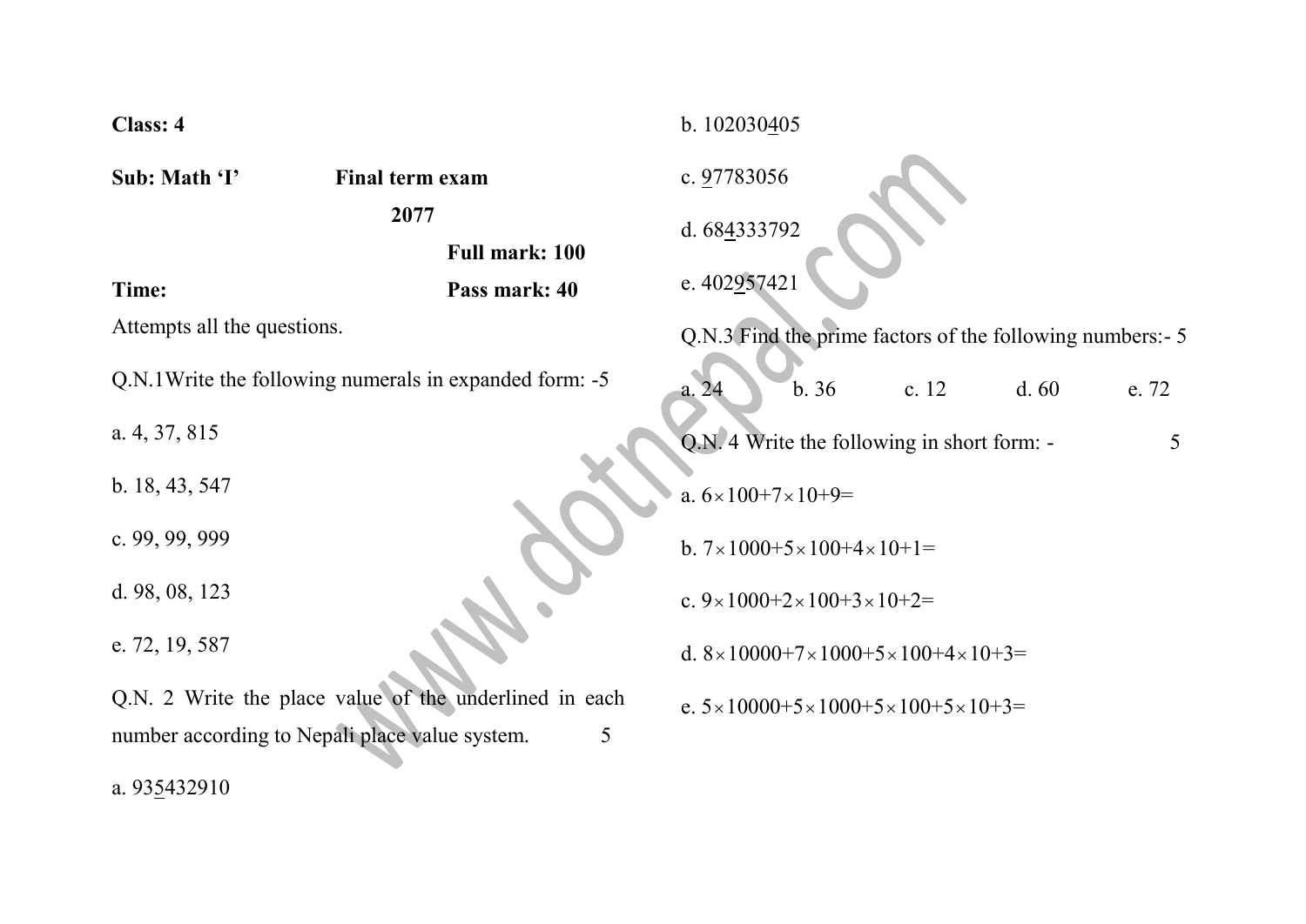**Class: 4**

**Sub: Math 'I'** **Final term exam 2077**

**Full mark: 100**

**Time:** **Pass mark: 40**

Attempts all the questions.

Q.N.1Write the following numerals in expanded form: -5

a. 4, 37, 815

b. 18, 43, 547

c. 99, 99, 999

d. 98, 08, 123

e. 72, 19, 587

Q.N. 2 Write the place value of the underlined in each number according to Nepali place value system. 5

a. 93<u>5</u>432910

b. 102030<u>4</u>05

c. <u>9</u>7783056

d. 68<u>4</u>333792

e. 402<u>9</u>57421

Q.N.3 Find the prime factors of the following numbers:- 5

a. 24 b. 36 c. 12 d. 60 e. 72

Q.N. 4 Write the following in short form: - 5

a. $6\times100+7\times10+9=$

b. $7\times1000+5\times100+4\times10+1=$

c. $9\times1000+2\times100+3\times10+2=$

d. $8\times10000+7\times1000+5\times100+4\times10+3=$

e. $5\times10000+5\times1000+5\times100+5\times10+3=$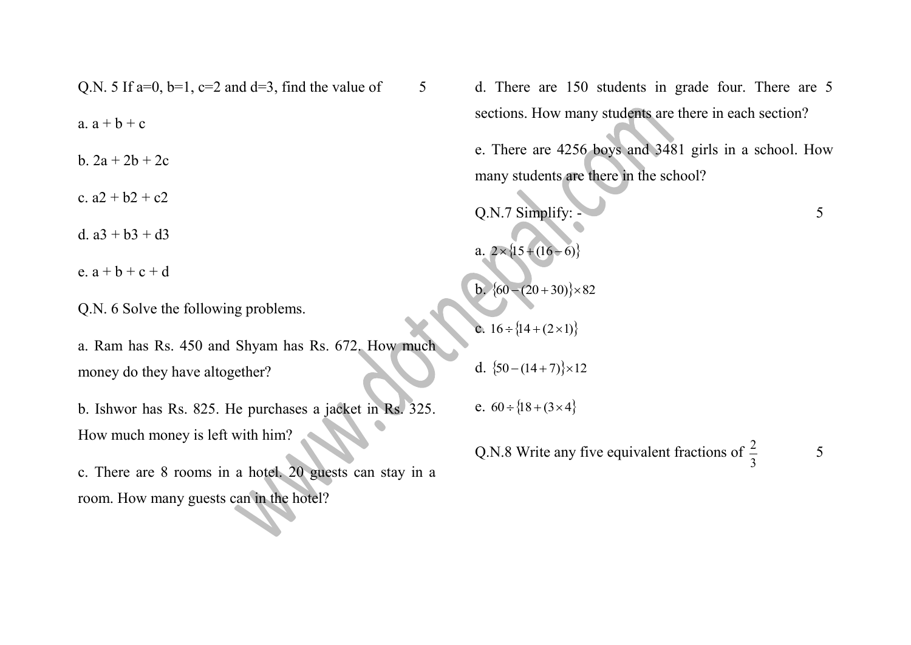Q.N. 5 If a=0, b=1, c=2 and d=3, find the value of 5

a. $a + b + c$

b. $2a + 2b + 2c$

c. $a2 + b2 + c2$

d. $a3 + b3 + d3$

e. $a + b + c + d$

Q.N. 6 Solve the following problems.

a. Ram has Rs. 450 and Shyam has Rs. 672. How much money do they have altogether?

b. Ishwor has Rs. 825. He purchases a jacket in Rs. 325. How much money is left with him?

c. There are 8 rooms in a hotel. 20 guests can stay in a room. How many guests can in the hotel?

d. There are 150 students in grade four. There are 5 sections. How many students are there in each section?

e. There are 4256 boys and 3481 girls in a school. How many students are there in the school?

Q.N.7 Simplify: - 5

a. $2 \times \{15 + (16 - 6)\}$

b. $\{60 - (20 + 30)\} \times 82$

c. $16 \div \{14 + (2 \times 1)\}$

d. $\{50 - (14 + 7)\} \times 12$

e. $60 \div \{18 + (3 \times 4\}$

Q.N.8 Write any five equivalent fractions of $\frac{2}{3}$ 5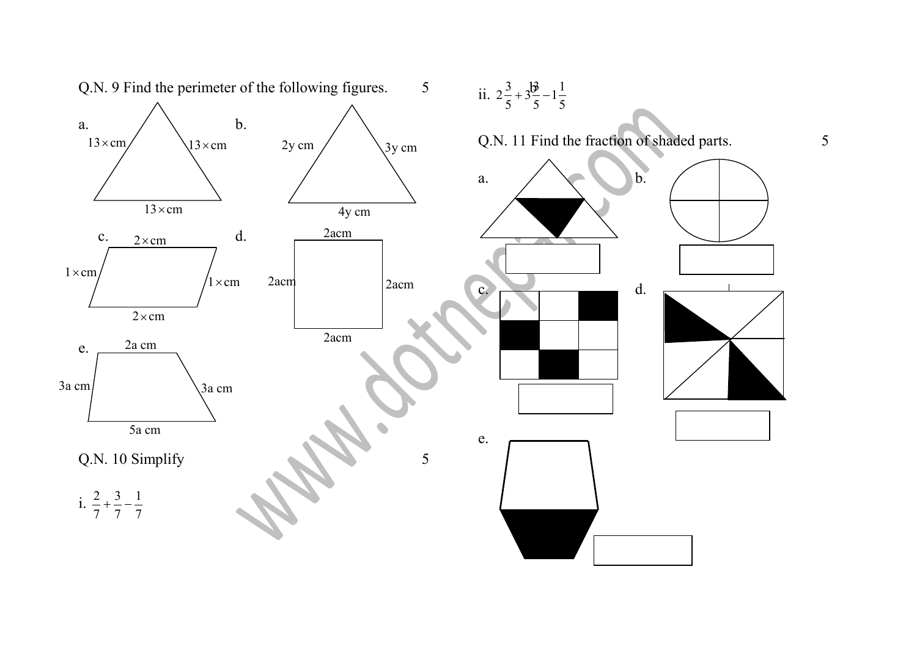Q.N. 9 Find the perimeter of the following figures. 5

a. $13 \times$ cm, $13 \times$ cm, $13 \times$ cm

b. 2y cm, 3y cm, 4y cm

c. $2 \times$ cm, $1 \times$ cm, $1 \times$ cm, $2 \times$ cm

d. 2acm, 2acm, 2acm, 2acm

e. 2a cm, 3a cm, 3a cm, 5a cm

Q.N. 10 Simplify 5

i. $\frac{2}{7} + \frac{3}{7} - \frac{1}{7}$

ii. $2\frac{3}{5} + 3\frac{3}{5} - 1\frac{1}{5}$

Q.N. 11 Find the fraction of shaded parts. 5

a.

b.

c.

d.

e.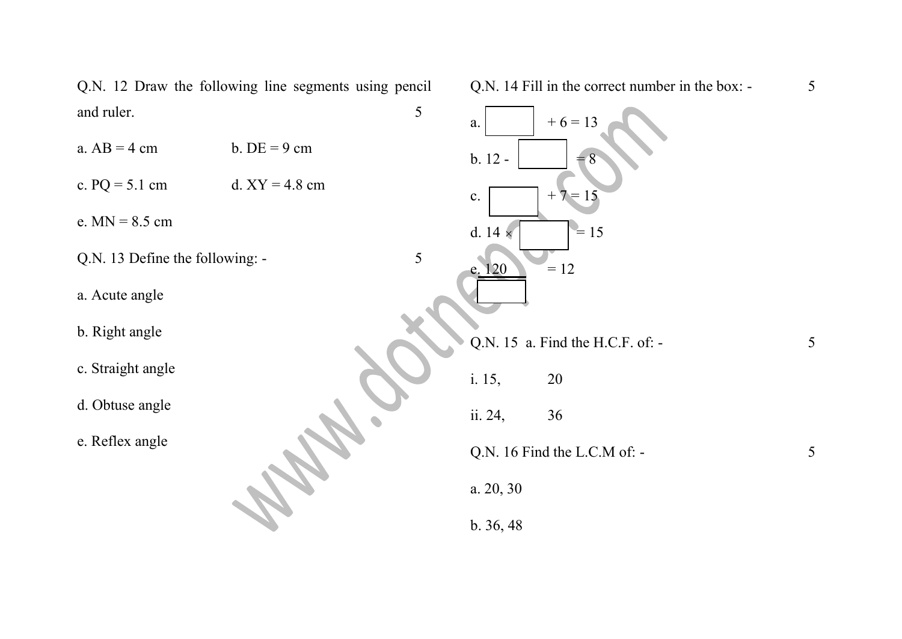Q.N. 12 Draw the following line segments using pencil and ruler. 5

a. AB = 4 cm &nbsp;&nbsp;&nbsp;&nbsp; b. DE = 9 cm

c. PQ = 5.1 cm &nbsp;&nbsp;&nbsp;&nbsp; d. XY = 4.8 cm

e. MN = 8.5 cm

Q.N. 13 Define the following: - 5

a. Acute angle

b. Right angle

c. Straight angle

d. Obtuse angle

e. Reflex angle

Q.N. 14 Fill in the correct number in the box: - 5

a. $\square + 6 = 13$

b. $12 - \square = 8$

c. $\square + 7 = 15$

d. $14 \times \square = 15$

e. $\frac{120}{\square} = 12$

Q.N. 15 a. Find the H.C.F. of: - 5

i. 15, 20

ii. 24, 36

Q.N. 16 Find the L.C.M of: - 5

a. 20, 30

b. 36, 48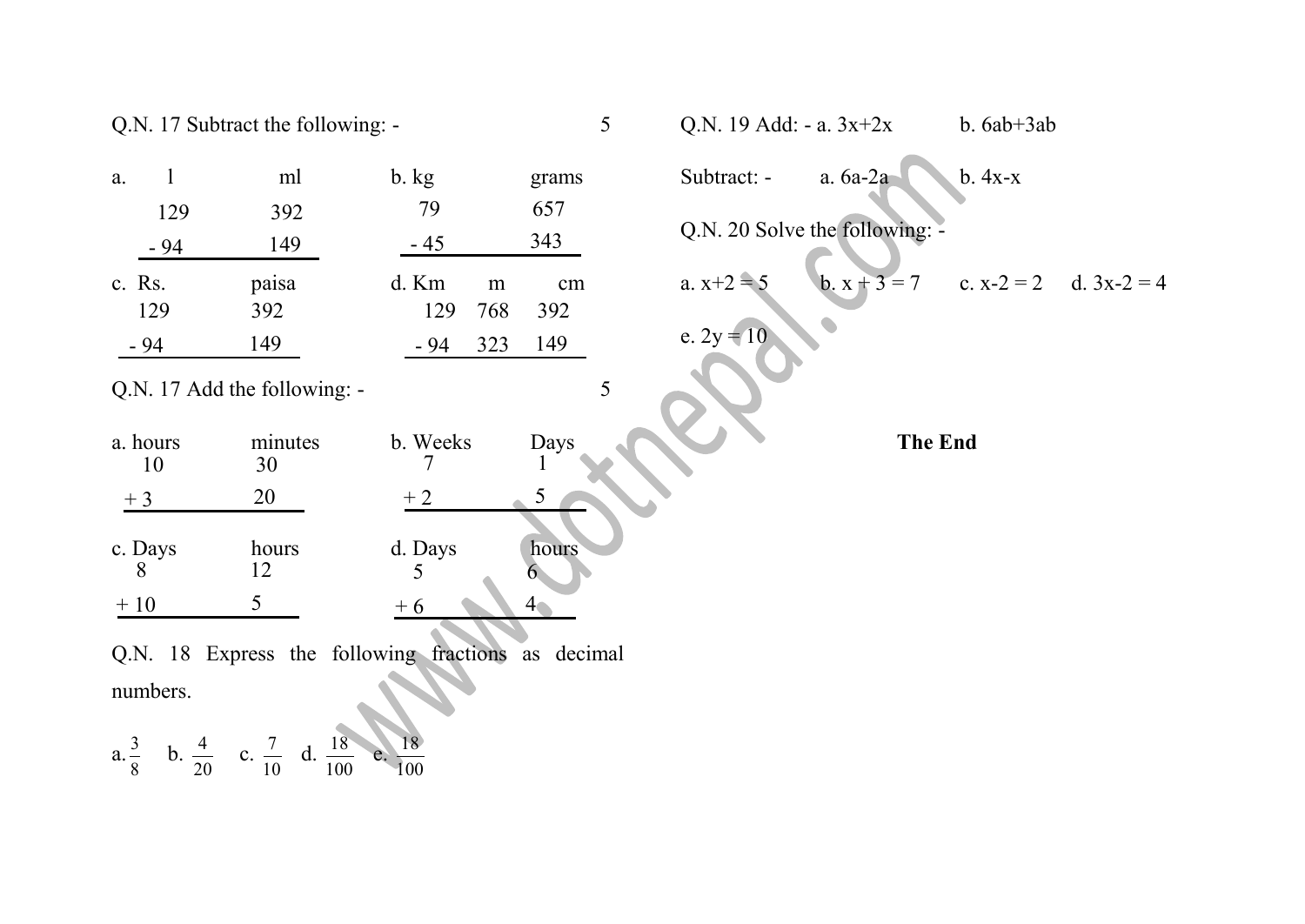Q.N. 17 Subtract the following: - 5

a.

| l | ml |
|---|---|
| 129 | 392 |
| - 94 | 149 |

b.

| kg | grams |
|---|---|
| 79 | 657 |
| - 45 | 343 |

c.

| Rs. | paisa |
|---|---|
| 129 | 392 |
| - 94 | 149 |

d.

| Km | m | cm |
|---|---|---|
| 129 | 768 | 392 |
| - 94 | 323 | 149 |

Q.N. 17 Add the following: - 5

a.

| hours | minutes |
|---|---|
| 10 | 30 |
| + 3 | 20 |

b.

| Weeks | Days |
|---|---|
| 7 | 1 |
| + 2 | 5 |

c.

| Days | hours |
|---|---|
| 8 | 12 |
| + 10 | 5 |

d.

| Days | hours |
|---|---|
| 5 | 6 |
| + 6 | 4 |

Q.N. 18 Express the following fractions as decimal numbers.

a. $\frac{3}{8}$ b. $\frac{4}{20}$ c. $\frac{7}{10}$ d. $\frac{18}{100}$ e. $\frac{18}{100}$

Q.N. 19 Add: - a. $3x+2x$ b. $6ab+3ab$

Subtract: - a. $6a-2a$ b. $4x-x$

Q.N. 20 Solve the following: -

a. $x+2 = 5$ b. $x + 3 = 7$ c. $x-2 = 2$ d. $3x-2 = 4$

e. $2y = 10$

**The End**